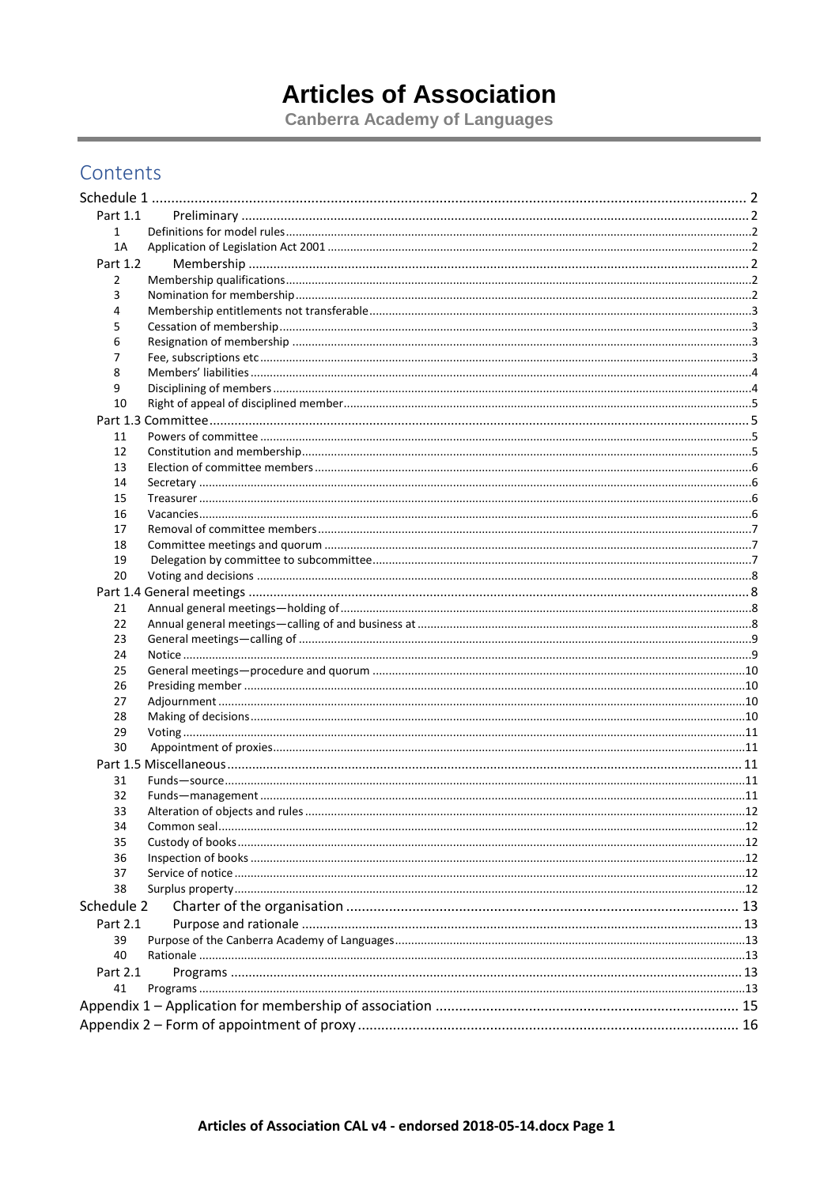# Articles of Association

**Canberra Academy of Languages**

## Contents

Schedule 1 ........ 2

- Part 1.1 Preliminary ........ 2
  - 1 Definitions for model rules ........ 2
  - 1A Application of Legislation Act 2001 ........ 2
- Part 1.2 Membership ........ 2
  - 2 Membership qualifications ........ 2
  - 3 Nomination for membership ........ 2
  - 4 Membership entitlements not transferable ........ 3
  - 5 Cessation of membership ........ 3
  - 6 Resignation of membership ........ 3
  - 7 Fee, subscriptions etc ........ 3
  - 8 Members' liabilities ........ 4
  - 9 Disciplining of members ........ 4
  - 10 Right of appeal of disciplined member ........ 5
- Part 1.3 Committee ........ 5
  - 11 Powers of committee ........ 5
  - 12 Constitution and membership ........ 5
  - 13 Election of committee members ........ 6
  - 14 Secretary ........ 6
  - 15 Treasurer ........ 6
  - 16 Vacancies ........ 6
  - 17 Removal of committee members ........ 7
  - 18 Committee meetings and quorum ........ 7
  - 19 Delegation by committee to subcommittee ........ 7
  - 20 Voting and decisions ........ 8
- Part 1.4 General meetings ........ 8
  - 21 Annual general meetings—holding of ........ 8
  - 22 Annual general meetings—calling of and business at ........ 8
  - 23 General meetings—calling of ........ 9
  - 24 Notice ........ 9
  - 25 General meetings—procedure and quorum ........ 10
  - 26 Presiding member ........ 10
  - 27 Adjournment ........ 10
  - 28 Making of decisions ........ 10
  - 29 Voting ........ 11
  - 30 Appointment of proxies ........ 11
- Part 1.5 Miscellaneous ........ 11
  - 31 Funds—source ........ 11
  - 32 Funds—management ........ 11
  - 33 Alteration of objects and rules ........ 12
  - 34 Common seal ........ 12
  - 35 Custody of books ........ 12
  - 36 Inspection of books ........ 12
  - 37 Service of notice ........ 12
  - 38 Surplus property ........ 12

Schedule 2 Charter of the organisation ........ 13

- Part 2.1 Purpose and rationale ........ 13
  - 39 Purpose of the Canberra Academy of Languages ........ 13
  - 40 Rationale ........ 13
- Part 2.1 Programs ........ 13
  - 41 Programs ........ 13

Appendix 1 – Application for membership of association ........ 15

Appendix 2 – Form of appointment of proxy ........ 16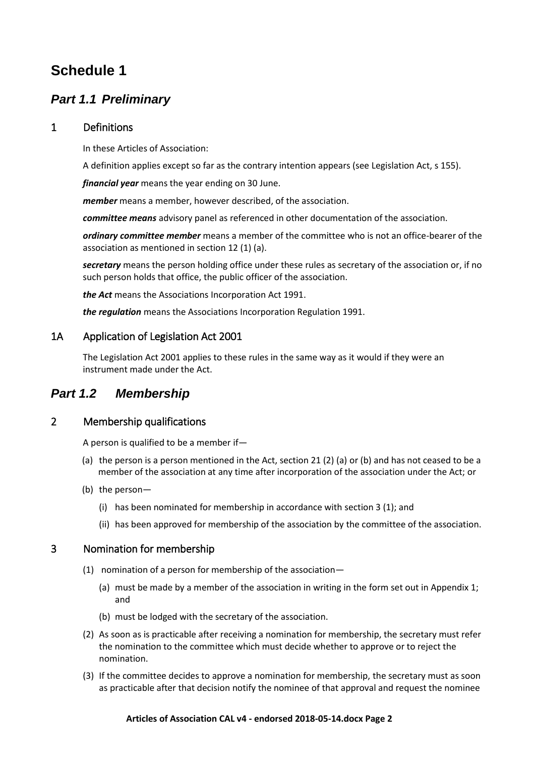# Schedule 1

## *Part 1.1 Preliminary*

### 1 Definitions

In these Articles of Association:

A definition applies except so far as the contrary intention appears (see Legislation Act, s 155).

***financial year*** means the year ending on 30 June.

***member*** means a member, however described, of the association.

***committee means*** advisory panel as referenced in other documentation of the association.

***ordinary committee member*** means a member of the committee who is not an office-bearer of the association as mentioned in section 12 (1) (a).

***secretary*** means the person holding office under these rules as secretary of the association or, if no such person holds that office, the public officer of the association.

***the Act*** means the Associations Incorporation Act 1991.

***the regulation*** means the Associations Incorporation Regulation 1991.

### 1A Application of Legislation Act 2001

The Legislation Act 2001 applies to these rules in the same way as it would if they were an instrument made under the Act.

## *Part 1.2 Membership*

### 2 Membership qualifications

A person is qualified to be a member if—

(a) the person is a person mentioned in the Act, section 21 (2) (a) or (b) and has not ceased to be a member of the association at any time after incorporation of the association under the Act; or

(b) the person—

   (i) has been nominated for membership in accordance with section 3 (1); and

   (ii) has been approved for membership of the association by the committee of the association.

### 3 Nomination for membership

(1) nomination of a person for membership of the association—

   (a) must be made by a member of the association in writing in the form set out in Appendix 1; and

   (b) must be lodged with the secretary of the association.

(2) As soon as is practicable after receiving a nomination for membership, the secretary must refer the nomination to the committee which must decide whether to approve or to reject the nomination.

(3) If the committee decides to approve a nomination for membership, the secretary must as soon as practicable after that decision notify the nominee of that approval and request the nominee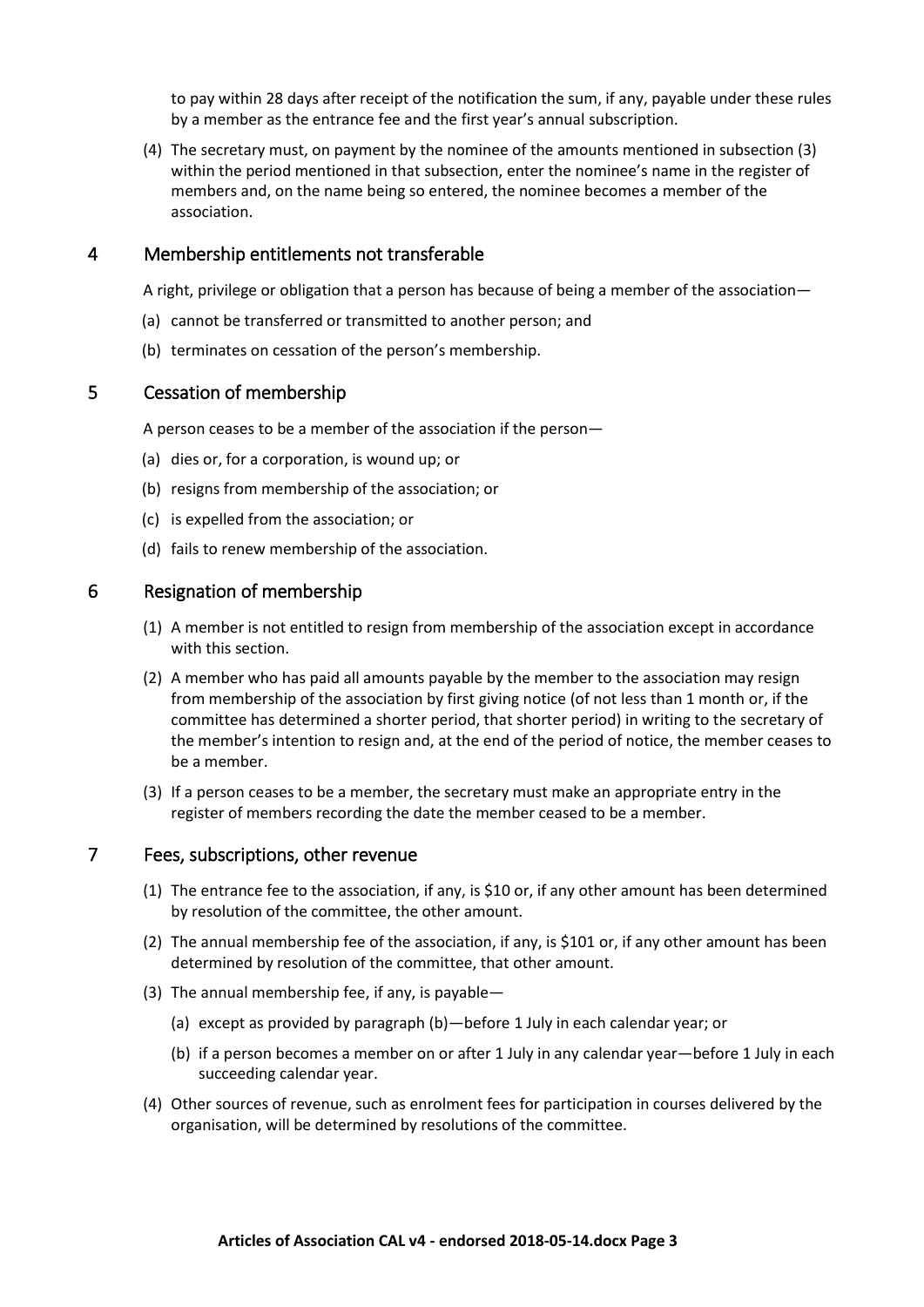to pay within 28 days after receipt of the notification the sum, if any, payable under these rules by a member as the entrance fee and the first year's annual subscription.

(4) The secretary must, on payment by the nominee of the amounts mentioned in subsection (3) within the period mentioned in that subsection, enter the nominee's name in the register of members and, on the name being so entered, the nominee becomes a member of the association.

## 4 Membership entitlements not transferable

A right, privilege or obligation that a person has because of being a member of the association—

(a) cannot be transferred or transmitted to another person; and

(b) terminates on cessation of the person's membership.

## 5 Cessation of membership

A person ceases to be a member of the association if the person—

(a) dies or, for a corporation, is wound up; or

(b) resigns from membership of the association; or

(c) is expelled from the association; or

(d) fails to renew membership of the association.

## 6 Resignation of membership

(1) A member is not entitled to resign from membership of the association except in accordance with this section.

(2) A member who has paid all amounts payable by the member to the association may resign from membership of the association by first giving notice (of not less than 1 month or, if the committee has determined a shorter period, that shorter period) in writing to the secretary of the member's intention to resign and, at the end of the period of notice, the member ceases to be a member.

(3) If a person ceases to be a member, the secretary must make an appropriate entry in the register of members recording the date the member ceased to be a member.

## 7 Fees, subscriptions, other revenue

(1) The entrance fee to the association, if any, is $10 or, if any other amount has been determined by resolution of the committee, the other amount.

(2) The annual membership fee of the association, if any, is $101 or, if any other amount has been determined by resolution of the committee, that other amount.

(3) The annual membership fee, if any, is payable—

(a) except as provided by paragraph (b)—before 1 July in each calendar year; or

(b) if a person becomes a member on or after 1 July in any calendar year—before 1 July in each succeeding calendar year.

(4) Other sources of revenue, such as enrolment fees for participation in courses delivered by the organisation, will be determined by resolutions of the committee.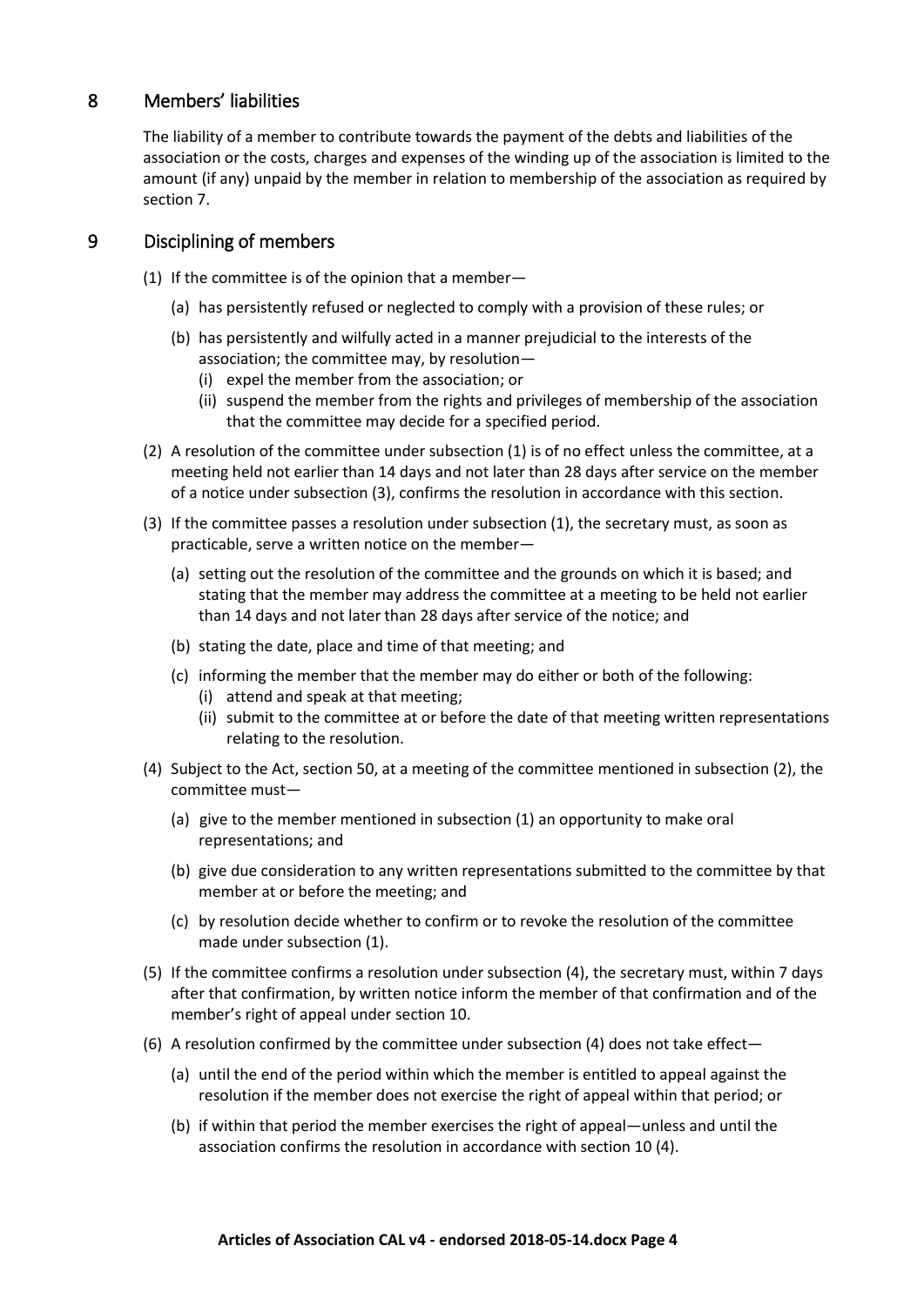## 8 Members' liabilities

The liability of a member to contribute towards the payment of the debts and liabilities of the association or the costs, charges and expenses of the winding up of the association is limited to the amount (if any) unpaid by the member in relation to membership of the association as required by section 7.

## 9 Disciplining of members

(1) If the committee is of the opinion that a member—

  (a) has persistently refused or neglected to comply with a provision of these rules; or

  (b) has persistently and wilfully acted in a manner prejudicial to the interests of the association; the committee may, by resolution—
    (i) expel the member from the association; or
    (ii) suspend the member from the rights and privileges of membership of the association that the committee may decide for a specified period.

(2) A resolution of the committee under subsection (1) is of no effect unless the committee, at a meeting held not earlier than 14 days and not later than 28 days after service on the member of a notice under subsection (3), confirms the resolution in accordance with this section.

(3) If the committee passes a resolution under subsection (1), the secretary must, as soon as practicable, serve a written notice on the member—

  (a) setting out the resolution of the committee and the grounds on which it is based; and stating that the member may address the committee at a meeting to be held not earlier than 14 days and not later than 28 days after service of the notice; and

  (b) stating the date, place and time of that meeting; and

  (c) informing the member that the member may do either or both of the following:
    (i) attend and speak at that meeting;
    (ii) submit to the committee at or before the date of that meeting written representations relating to the resolution.

(4) Subject to the Act, section 50, at a meeting of the committee mentioned in subsection (2), the committee must—

  (a) give to the member mentioned in subsection (1) an opportunity to make oral representations; and

  (b) give due consideration to any written representations submitted to the committee by that member at or before the meeting; and

  (c) by resolution decide whether to confirm or to revoke the resolution of the committee made under subsection (1).

(5) If the committee confirms a resolution under subsection (4), the secretary must, within 7 days after that confirmation, by written notice inform the member of that confirmation and of the member's right of appeal under section 10.

(6) A resolution confirmed by the committee under subsection (4) does not take effect—

  (a) until the end of the period within which the member is entitled to appeal against the resolution if the member does not exercise the right of appeal within that period; or

  (b) if within that period the member exercises the right of appeal—unless and until the association confirms the resolution in accordance with section 10 (4).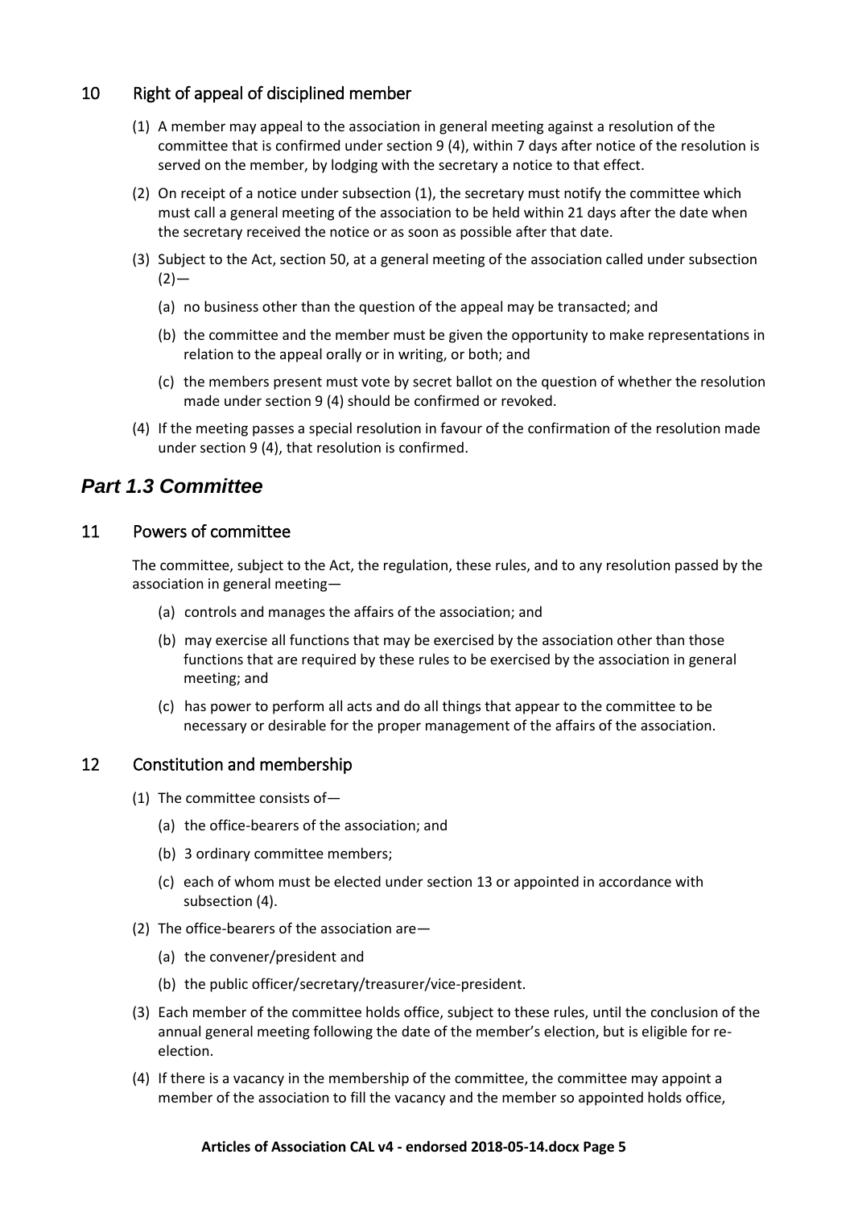## 10 Right of appeal of disciplined member

(1) A member may appeal to the association in general meeting against a resolution of the committee that is confirmed under section 9 (4), within 7 days after notice of the resolution is served on the member, by lodging with the secretary a notice to that effect.

(2) On receipt of a notice under subsection (1), the secretary must notify the committee which must call a general meeting of the association to be held within 21 days after the date when the secretary received the notice or as soon as possible after that date.

(3) Subject to the Act, section 50, at a general meeting of the association called under subsection (2)—

(a) no business other than the question of the appeal may be transacted; and

(b) the committee and the member must be given the opportunity to make representations in relation to the appeal orally or in writing, or both; and

(c) the members present must vote by secret ballot on the question of whether the resolution made under section 9 (4) should be confirmed or revoked.

(4) If the meeting passes a special resolution in favour of the confirmation of the resolution made under section 9 (4), that resolution is confirmed.

# *Part 1.3 Committee*

## 11 Powers of committee

The committee, subject to the Act, the regulation, these rules, and to any resolution passed by the association in general meeting—

(a) controls and manages the affairs of the association; and

(b) may exercise all functions that may be exercised by the association other than those functions that are required by these rules to be exercised by the association in general meeting; and

(c) has power to perform all acts and do all things that appear to the committee to be necessary or desirable for the proper management of the affairs of the association.

## 12 Constitution and membership

(1) The committee consists of—

(a) the office-bearers of the association; and

(b) 3 ordinary committee members;

(c) each of whom must be elected under section 13 or appointed in accordance with subsection (4).

(2) The office-bearers of the association are—

(a) the convener/president and

(b) the public officer/secretary/treasurer/vice-president.

(3) Each member of the committee holds office, subject to these rules, until the conclusion of the annual general meeting following the date of the member's election, but is eligible for re-election.

(4) If there is a vacancy in the membership of the committee, the committee may appoint a member of the association to fill the vacancy and the member so appointed holds office,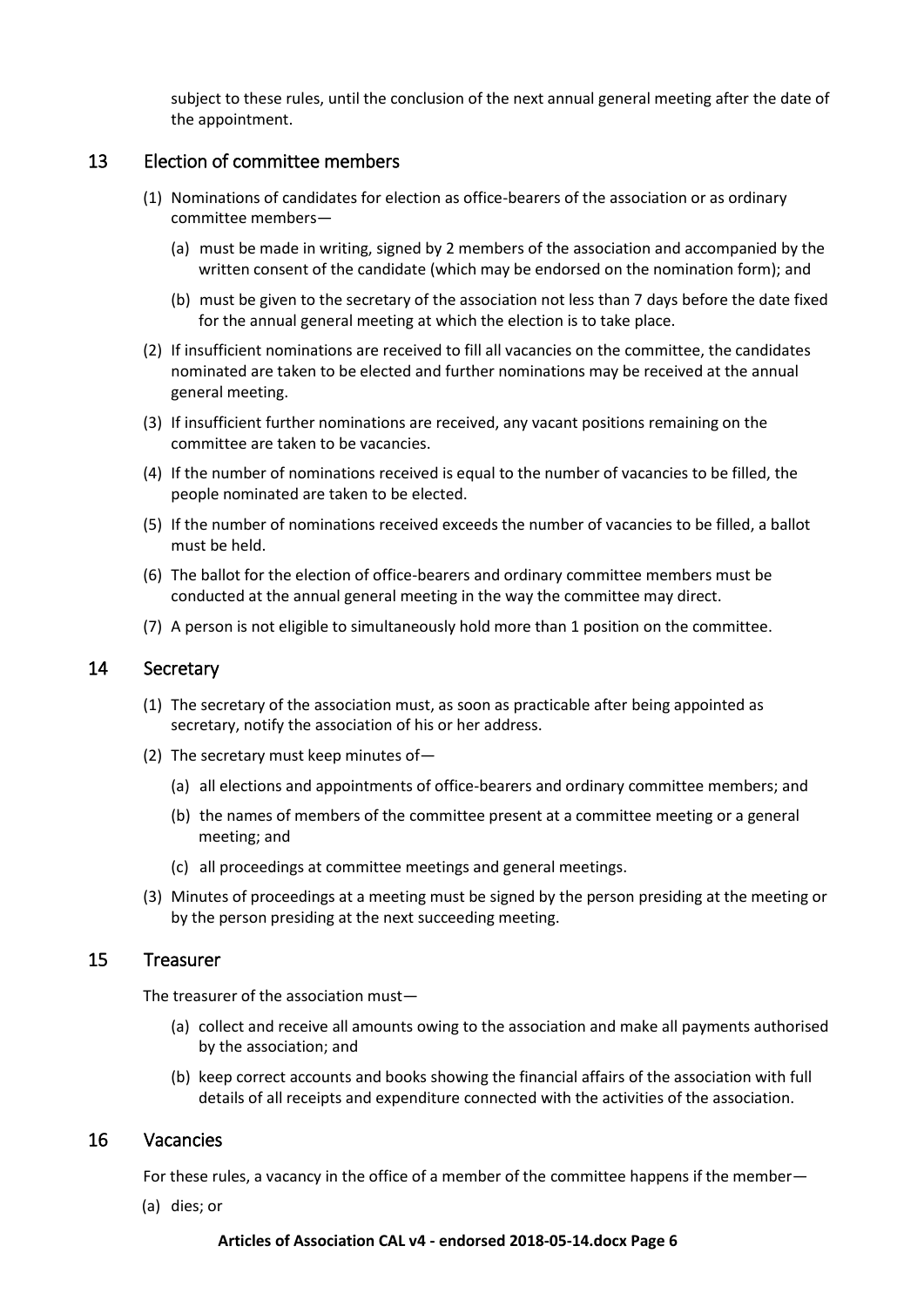subject to these rules, until the conclusion of the next annual general meeting after the date of the appointment.

## 13 Election of committee members

(1) Nominations of candidates for election as office-bearers of the association or as ordinary committee members—

(a) must be made in writing, signed by 2 members of the association and accompanied by the written consent of the candidate (which may be endorsed on the nomination form); and

(b) must be given to the secretary of the association not less than 7 days before the date fixed for the annual general meeting at which the election is to take place.

(2) If insufficient nominations are received to fill all vacancies on the committee, the candidates nominated are taken to be elected and further nominations may be received at the annual general meeting.

(3) If insufficient further nominations are received, any vacant positions remaining on the committee are taken to be vacancies.

(4) If the number of nominations received is equal to the number of vacancies to be filled, the people nominated are taken to be elected.

(5) If the number of nominations received exceeds the number of vacancies to be filled, a ballot must be held.

(6) The ballot for the election of office-bearers and ordinary committee members must be conducted at the annual general meeting in the way the committee may direct.

(7) A person is not eligible to simultaneously hold more than 1 position on the committee.

## 14 Secretary

(1) The secretary of the association must, as soon as practicable after being appointed as secretary, notify the association of his or her address.

(2) The secretary must keep minutes of—

(a) all elections and appointments of office-bearers and ordinary committee members; and

(b) the names of members of the committee present at a committee meeting or a general meeting; and

(c) all proceedings at committee meetings and general meetings.

(3) Minutes of proceedings at a meeting must be signed by the person presiding at the meeting or by the person presiding at the next succeeding meeting.

## 15 Treasurer

The treasurer of the association must—

(a) collect and receive all amounts owing to the association and make all payments authorised by the association; and

(b) keep correct accounts and books showing the financial affairs of the association with full details of all receipts and expenditure connected with the activities of the association.

## 16 Vacancies

For these rules, a vacancy in the office of a member of the committee happens if the member—

(a) dies; or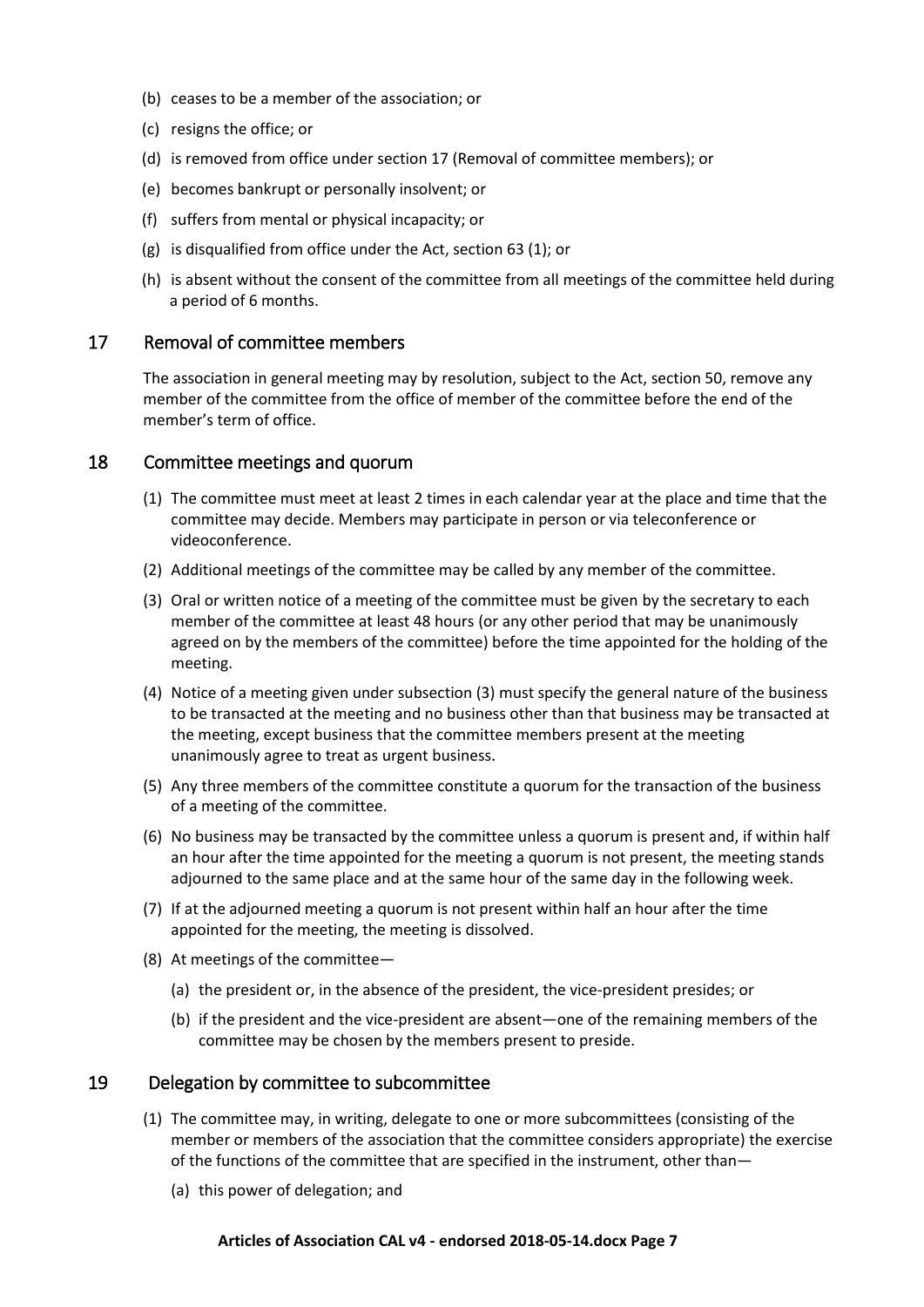(b) ceases to be a member of the association; or

(c) resigns the office; or

(d) is removed from office under section 17 (Removal of committee members); or

(e) becomes bankrupt or personally insolvent; or

(f) suffers from mental or physical incapacity; or

(g) is disqualified from office under the Act, section 63 (1); or

(h) is absent without the consent of the committee from all meetings of the committee held during a period of 6 months.

## 17 Removal of committee members

The association in general meeting may by resolution, subject to the Act, section 50, remove any member of the committee from the office of member of the committee before the end of the member's term of office.

## 18 Committee meetings and quorum

(1) The committee must meet at least 2 times in each calendar year at the place and time that the committee may decide. Members may participate in person or via teleconference or videoconference.

(2) Additional meetings of the committee may be called by any member of the committee.

(3) Oral or written notice of a meeting of the committee must be given by the secretary to each member of the committee at least 48 hours (or any other period that may be unanimously agreed on by the members of the committee) before the time appointed for the holding of the meeting.

(4) Notice of a meeting given under subsection (3) must specify the general nature of the business to be transacted at the meeting and no business other than that business may be transacted at the meeting, except business that the committee members present at the meeting unanimously agree to treat as urgent business.

(5) Any three members of the committee constitute a quorum for the transaction of the business of a meeting of the committee.

(6) No business may be transacted by the committee unless a quorum is present and, if within half an hour after the time appointed for the meeting a quorum is not present, the meeting stands adjourned to the same place and at the same hour of the same day in the following week.

(7) If at the adjourned meeting a quorum is not present within half an hour after the time appointed for the meeting, the meeting is dissolved.

(8) At meetings of the committee—

(a) the president or, in the absence of the president, the vice-president presides; or

(b) if the president and the vice-president are absent—one of the remaining members of the committee may be chosen by the members present to preside.

## 19 Delegation by committee to subcommittee

(1) The committee may, in writing, delegate to one or more subcommittees (consisting of the member or members of the association that the committee considers appropriate) the exercise of the functions of the committee that are specified in the instrument, other than—

(a) this power of delegation; and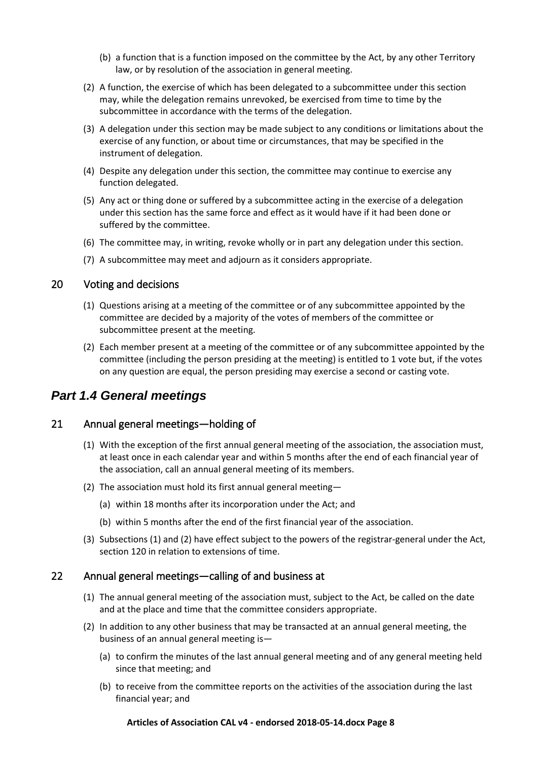(b) a function that is a function imposed on the committee by the Act, by any other Territory law, or by resolution of the association in general meeting.

(2) A function, the exercise of which has been delegated to a subcommittee under this section may, while the delegation remains unrevoked, be exercised from time to time by the subcommittee in accordance with the terms of the delegation.

(3) A delegation under this section may be made subject to any conditions or limitations about the exercise of any function, or about time or circumstances, that may be specified in the instrument of delegation.

(4) Despite any delegation under this section, the committee may continue to exercise any function delegated.

(5) Any act or thing done or suffered by a subcommittee acting in the exercise of a delegation under this section has the same force and effect as it would have if it had been done or suffered by the committee.

(6) The committee may, in writing, revoke wholly or in part any delegation under this section.

(7) A subcommittee may meet and adjourn as it considers appropriate.

### 20 Voting and decisions

(1) Questions arising at a meeting of the committee or of any subcommittee appointed by the committee are decided by a majority of the votes of members of the committee or subcommittee present at the meeting.

(2) Each member present at a meeting of the committee or of any subcommittee appointed by the committee (including the person presiding at the meeting) is entitled to 1 vote but, if the votes on any question are equal, the person presiding may exercise a second or casting vote.

## *Part 1.4 General meetings*

### 21 Annual general meetings—holding of

(1) With the exception of the first annual general meeting of the association, the association must, at least once in each calendar year and within 5 months after the end of each financial year of the association, call an annual general meeting of its members.

(2) The association must hold its first annual general meeting—

(a) within 18 months after its incorporation under the Act; and

(b) within 5 months after the end of the first financial year of the association.

(3) Subsections (1) and (2) have effect subject to the powers of the registrar-general under the Act, section 120 in relation to extensions of time.

### 22 Annual general meetings—calling of and business at

(1) The annual general meeting of the association must, subject to the Act, be called on the date and at the place and time that the committee considers appropriate.

(2) In addition to any other business that may be transacted at an annual general meeting, the business of an annual general meeting is—

(a) to confirm the minutes of the last annual general meeting and of any general meeting held since that meeting; and

(b) to receive from the committee reports on the activities of the association during the last financial year; and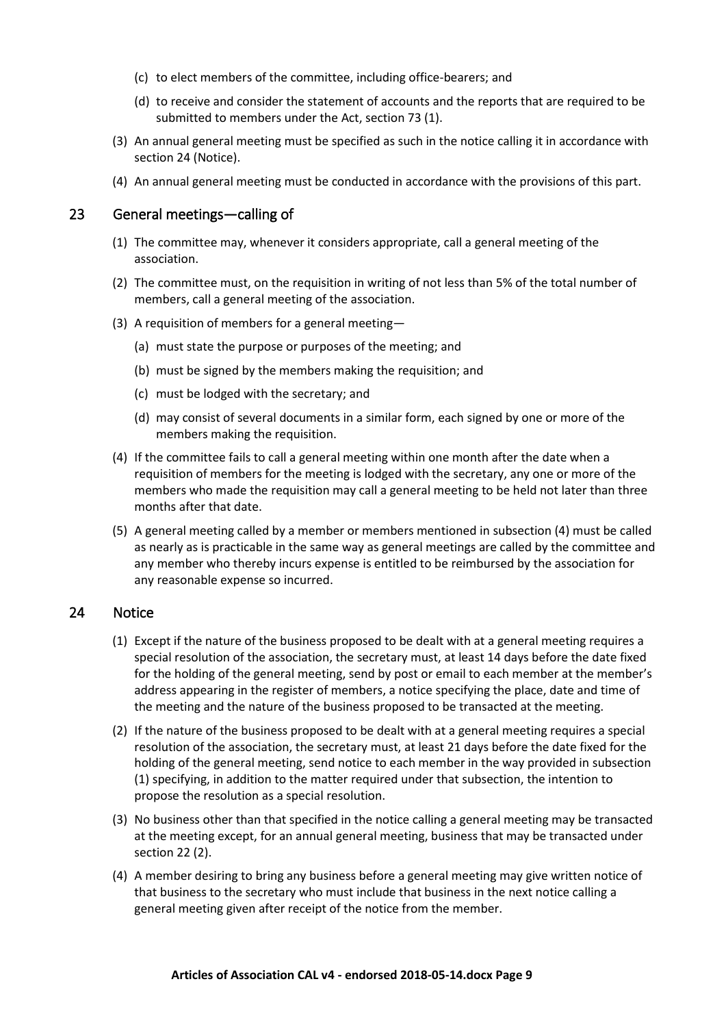(c) to elect members of the committee, including office-bearers; and

(d) to receive and consider the statement of accounts and the reports that are required to be submitted to members under the Act, section 73 (1).

(3) An annual general meeting must be specified as such in the notice calling it in accordance with section 24 (Notice).

(4) An annual general meeting must be conducted in accordance with the provisions of this part.

## 23 General meetings—calling of

(1) The committee may, whenever it considers appropriate, call a general meeting of the association.

(2) The committee must, on the requisition in writing of not less than 5% of the total number of members, call a general meeting of the association.

(3) A requisition of members for a general meeting—

(a) must state the purpose or purposes of the meeting; and

(b) must be signed by the members making the requisition; and

(c) must be lodged with the secretary; and

(d) may consist of several documents in a similar form, each signed by one or more of the members making the requisition.

(4) If the committee fails to call a general meeting within one month after the date when a requisition of members for the meeting is lodged with the secretary, any one or more of the members who made the requisition may call a general meeting to be held not later than three months after that date.

(5) A general meeting called by a member or members mentioned in subsection (4) must be called as nearly as is practicable in the same way as general meetings are called by the committee and any member who thereby incurs expense is entitled to be reimbursed by the association for any reasonable expense so incurred.

## 24 Notice

(1) Except if the nature of the business proposed to be dealt with at a general meeting requires a special resolution of the association, the secretary must, at least 14 days before the date fixed for the holding of the general meeting, send by post or email to each member at the member's address appearing in the register of members, a notice specifying the place, date and time of the meeting and the nature of the business proposed to be transacted at the meeting.

(2) If the nature of the business proposed to be dealt with at a general meeting requires a special resolution of the association, the secretary must, at least 21 days before the date fixed for the holding of the general meeting, send notice to each member in the way provided in subsection (1) specifying, in addition to the matter required under that subsection, the intention to propose the resolution as a special resolution.

(3) No business other than that specified in the notice calling a general meeting may be transacted at the meeting except, for an annual general meeting, business that may be transacted under section 22 (2).

(4) A member desiring to bring any business before a general meeting may give written notice of that business to the secretary who must include that business in the next notice calling a general meeting given after receipt of the notice from the member.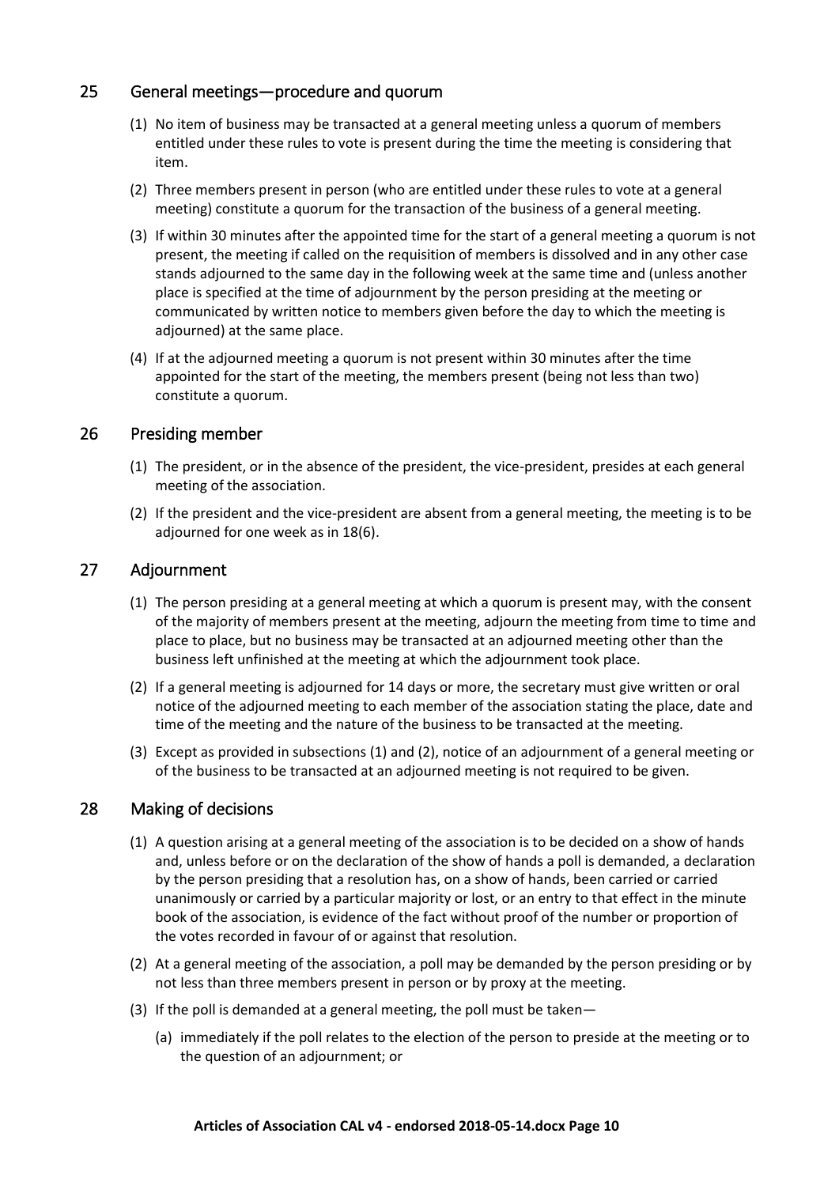## 25 General meetings—procedure and quorum

(1) No item of business may be transacted at a general meeting unless a quorum of members entitled under these rules to vote is present during the time the meeting is considering that item.

(2) Three members present in person (who are entitled under these rules to vote at a general meeting) constitute a quorum for the transaction of the business of a general meeting.

(3) If within 30 minutes after the appointed time for the start of a general meeting a quorum is not present, the meeting if called on the requisition of members is dissolved and in any other case stands adjourned to the same day in the following week at the same time and (unless another place is specified at the time of adjournment by the person presiding at the meeting or communicated by written notice to members given before the day to which the meeting is adjourned) at the same place.

(4) If at the adjourned meeting a quorum is not present within 30 minutes after the time appointed for the start of the meeting, the members present (being not less than two) constitute a quorum.

## 26 Presiding member

(1) The president, or in the absence of the president, the vice-president, presides at each general meeting of the association.

(2) If the president and the vice-president are absent from a general meeting, the meeting is to be adjourned for one week as in 18(6).

## 27 Adjournment

(1) The person presiding at a general meeting at which a quorum is present may, with the consent of the majority of members present at the meeting, adjourn the meeting from time to time and place to place, but no business may be transacted at an adjourned meeting other than the business left unfinished at the meeting at which the adjournment took place.

(2) If a general meeting is adjourned for 14 days or more, the secretary must give written or oral notice of the adjourned meeting to each member of the association stating the place, date and time of the meeting and the nature of the business to be transacted at the meeting.

(3) Except as provided in subsections (1) and (2), notice of an adjournment of a general meeting or of the business to be transacted at an adjourned meeting is not required to be given.

## 28 Making of decisions

(1) A question arising at a general meeting of the association is to be decided on a show of hands and, unless before or on the declaration of the show of hands a poll is demanded, a declaration by the person presiding that a resolution has, on a show of hands, been carried or carried unanimously or carried by a particular majority or lost, or an entry to that effect in the minute book of the association, is evidence of the fact without proof of the number or proportion of the votes recorded in favour of or against that resolution.

(2) At a general meeting of the association, a poll may be demanded by the person presiding or by not less than three members present in person or by proxy at the meeting.

(3) If the poll is demanded at a general meeting, the poll must be taken—

(a) immediately if the poll relates to the election of the person to preside at the meeting or to the question of an adjournment; or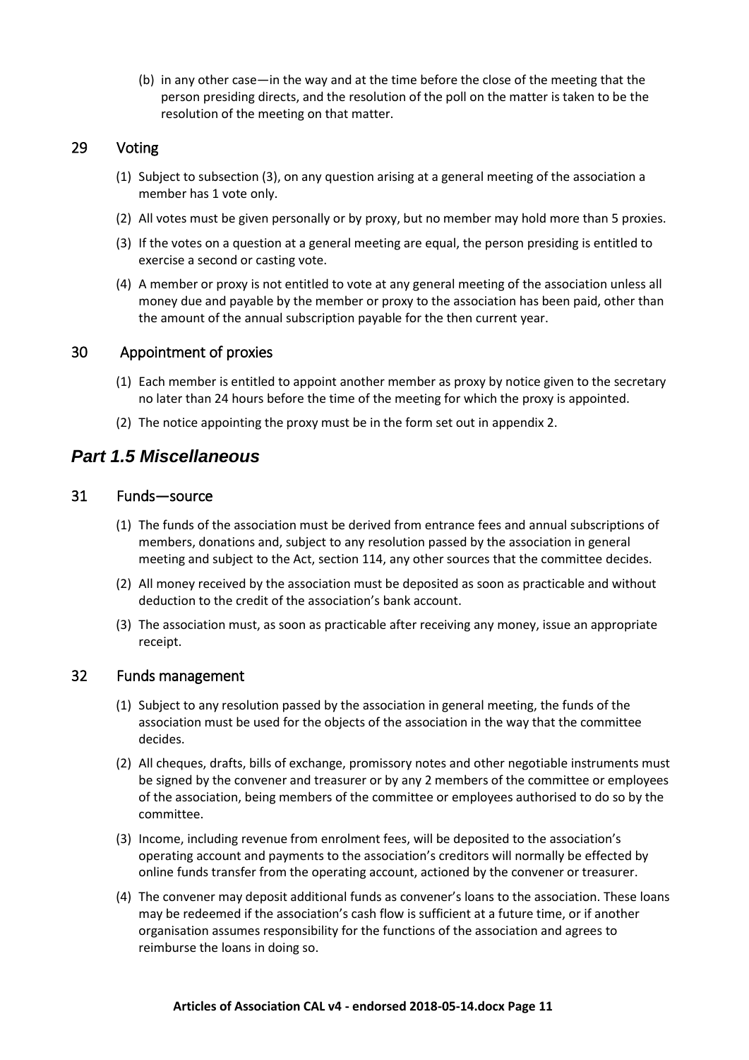(b) in any other case—in the way and at the time before the close of the meeting that the person presiding directs, and the resolution of the poll on the matter is taken to be the resolution of the meeting on that matter.

### 29 Voting

(1) Subject to subsection (3), on any question arising at a general meeting of the association a member has 1 vote only.

(2) All votes must be given personally or by proxy, but no member may hold more than 5 proxies.

(3) If the votes on a question at a general meeting are equal, the person presiding is entitled to exercise a second or casting vote.

(4) A member or proxy is not entitled to vote at any general meeting of the association unless all money due and payable by the member or proxy to the association has been paid, other than the amount of the annual subscription payable for the then current year.

### 30 Appointment of proxies

(1) Each member is entitled to appoint another member as proxy by notice given to the secretary no later than 24 hours before the time of the meeting for which the proxy is appointed.

(2) The notice appointing the proxy must be in the form set out in appendix 2.

## *Part 1.5 Miscellaneous*

### 31 Funds—source

(1) The funds of the association must be derived from entrance fees and annual subscriptions of members, donations and, subject to any resolution passed by the association in general meeting and subject to the Act, section 114, any other sources that the committee decides.

(2) All money received by the association must be deposited as soon as practicable and without deduction to the credit of the association's bank account.

(3) The association must, as soon as practicable after receiving any money, issue an appropriate receipt.

### 32 Funds management

(1) Subject to any resolution passed by the association in general meeting, the funds of the association must be used for the objects of the association in the way that the committee decides.

(2) All cheques, drafts, bills of exchange, promissory notes and other negotiable instruments must be signed by the convener and treasurer or by any 2 members of the committee or employees of the association, being members of the committee or employees authorised to do so by the committee.

(3) Income, including revenue from enrolment fees, will be deposited to the association's operating account and payments to the association's creditors will normally be effected by online funds transfer from the operating account, actioned by the convener or treasurer.

(4) The convener may deposit additional funds as convener's loans to the association. These loans may be redeemed if the association's cash flow is sufficient at a future time, or if another organisation assumes responsibility for the functions of the association and agrees to reimburse the loans in doing so.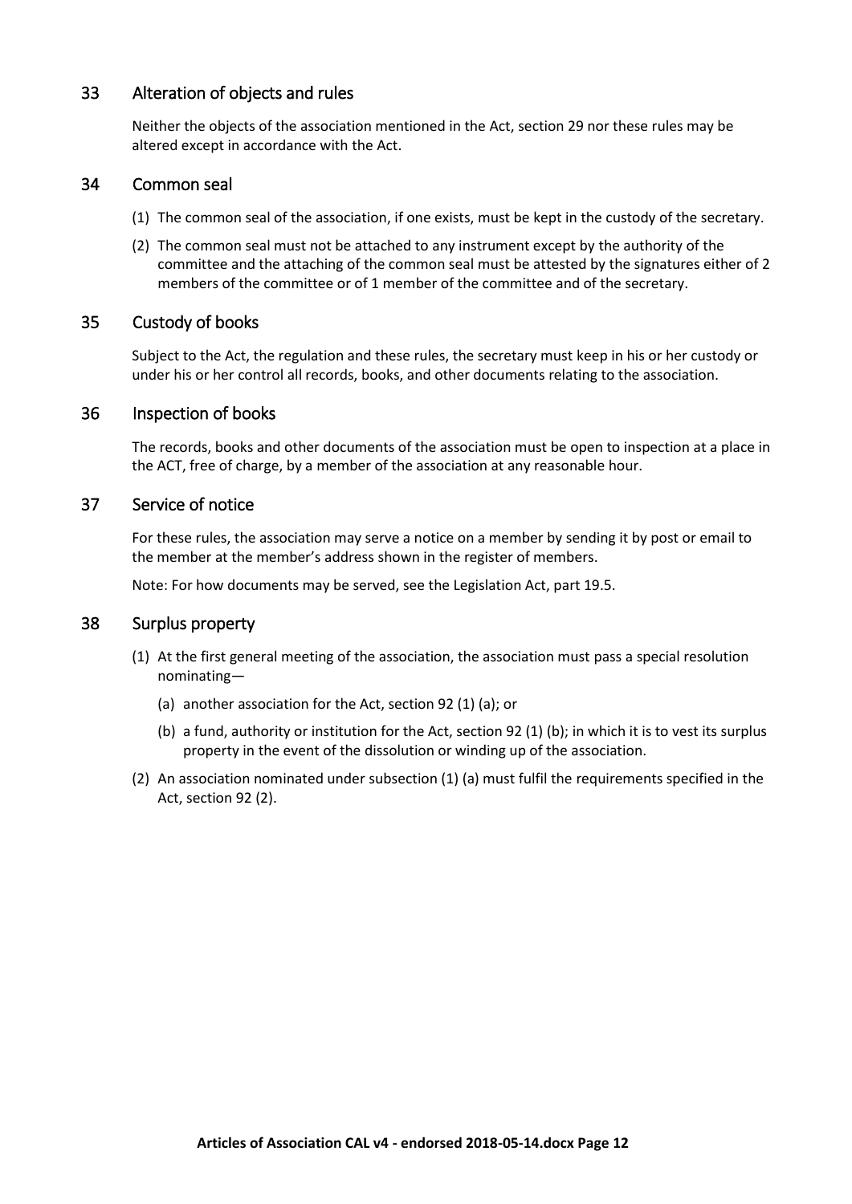## 33 Alteration of objects and rules

Neither the objects of the association mentioned in the Act, section 29 nor these rules may be altered except in accordance with the Act.

## 34 Common seal

(1) The common seal of the association, if one exists, must be kept in the custody of the secretary.

(2) The common seal must not be attached to any instrument except by the authority of the committee and the attaching of the common seal must be attested by the signatures either of 2 members of the committee or of 1 member of the committee and of the secretary.

## 35 Custody of books

Subject to the Act, the regulation and these rules, the secretary must keep in his or her custody or under his or her control all records, books, and other documents relating to the association.

## 36 Inspection of books

The records, books and other documents of the association must be open to inspection at a place in the ACT, free of charge, by a member of the association at any reasonable hour.

## 37 Service of notice

For these rules, the association may serve a notice on a member by sending it by post or email to the member at the member's address shown in the register of members.

Note: For how documents may be served, see the Legislation Act, part 19.5.

## 38 Surplus property

(1) At the first general meeting of the association, the association must pass a special resolution nominating—

  (a) another association for the Act, section 92 (1) (a); or

  (b) a fund, authority or institution for the Act, section 92 (1) (b); in which it is to vest its surplus property in the event of the dissolution or winding up of the association.

(2) An association nominated under subsection (1) (a) must fulfil the requirements specified in the Act, section 92 (2).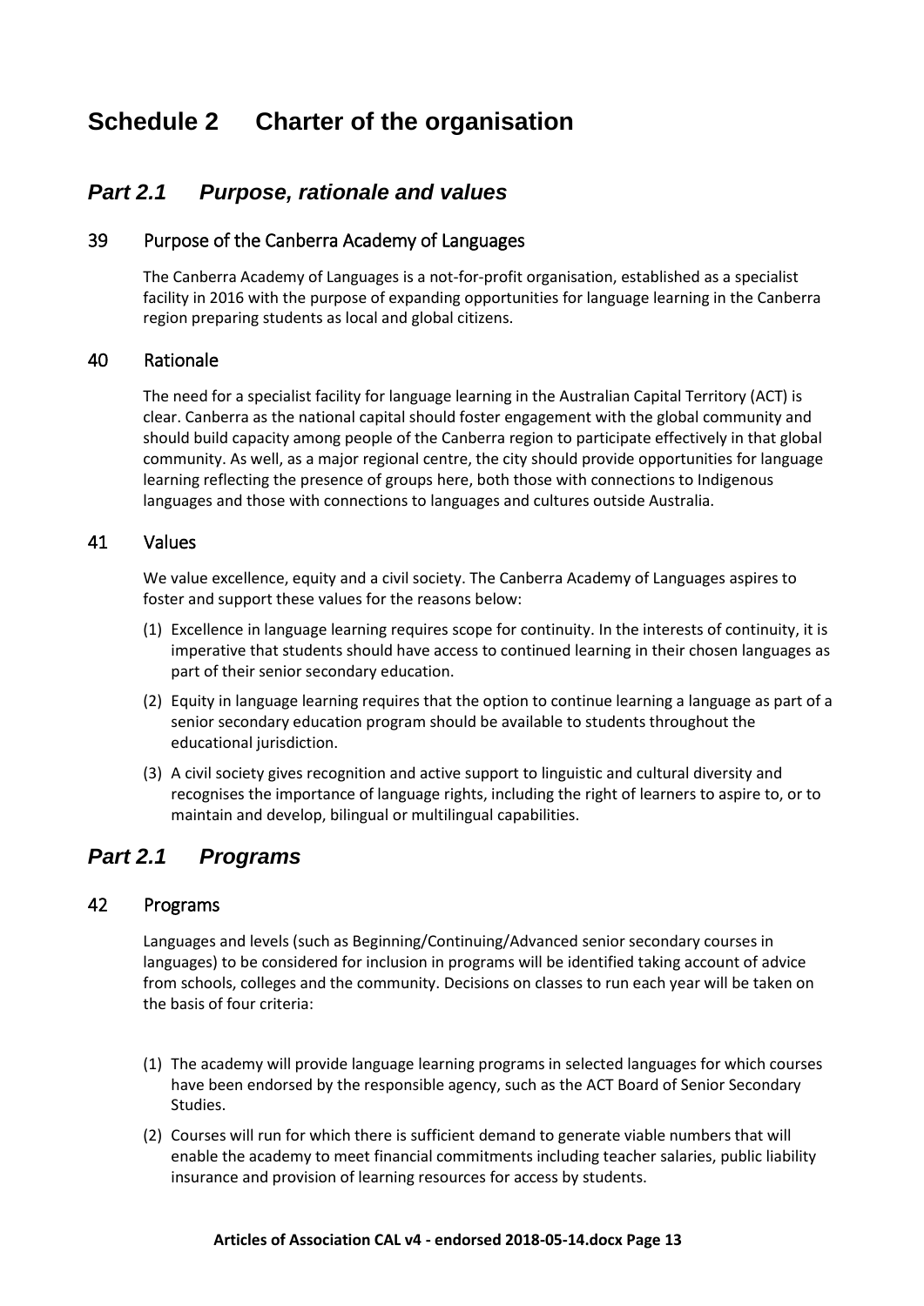# Schedule 2 Charter of the organisation

## *Part 2.1 Purpose, rationale and values*

### 39 Purpose of the Canberra Academy of Languages

The Canberra Academy of Languages is a not-for-profit organisation, established as a specialist facility in 2016 with the purpose of expanding opportunities for language learning in the Canberra region preparing students as local and global citizens.

### 40 Rationale

The need for a specialist facility for language learning in the Australian Capital Territory (ACT) is clear. Canberra as the national capital should foster engagement with the global community and should build capacity among people of the Canberra region to participate effectively in that global community. As well, as a major regional centre, the city should provide opportunities for language learning reflecting the presence of groups here, both those with connections to Indigenous languages and those with connections to languages and cultures outside Australia.

### 41 Values

We value excellence, equity and a civil society. The Canberra Academy of Languages aspires to foster and support these values for the reasons below:

(1) Excellence in language learning requires scope for continuity. In the interests of continuity, it is imperative that students should have access to continued learning in their chosen languages as part of their senior secondary education.

(2) Equity in language learning requires that the option to continue learning a language as part of a senior secondary education program should be available to students throughout the educational jurisdiction.

(3) A civil society gives recognition and active support to linguistic and cultural diversity and recognises the importance of language rights, including the right of learners to aspire to, or to maintain and develop, bilingual or multilingual capabilities.

## *Part 2.1 Programs*

### 42 Programs

Languages and levels (such as Beginning/Continuing/Advanced senior secondary courses in languages) to be considered for inclusion in programs will be identified taking account of advice from schools, colleges and the community. Decisions on classes to run each year will be taken on the basis of four criteria:

(1) The academy will provide language learning programs in selected languages for which courses have been endorsed by the responsible agency, such as the ACT Board of Senior Secondary Studies.

(2) Courses will run for which there is sufficient demand to generate viable numbers that will enable the academy to meet financial commitments including teacher salaries, public liability insurance and provision of learning resources for access by students.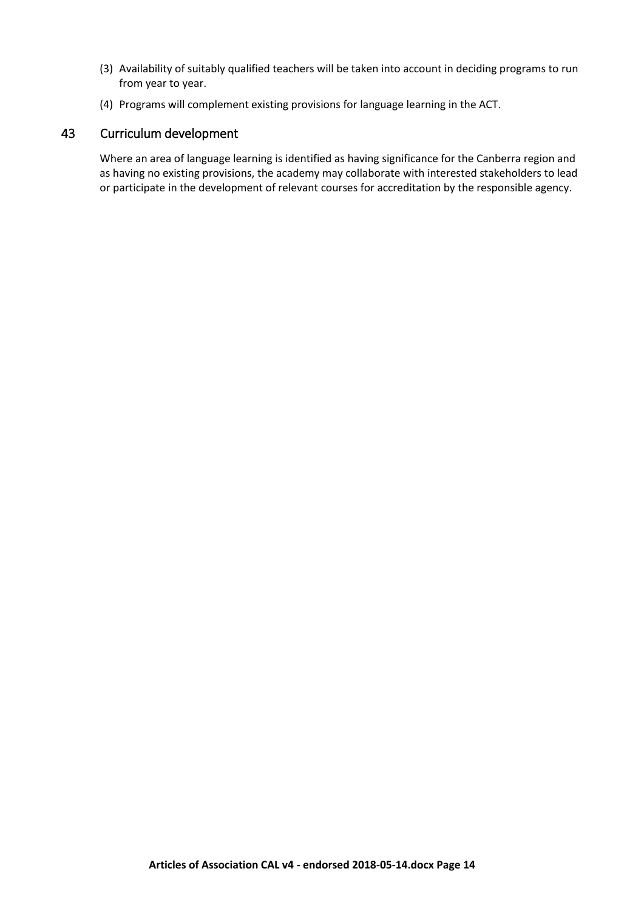(3) Availability of suitably qualified teachers will be taken into account in deciding programs to run from year to year.

(4) Programs will complement existing provisions for language learning in the ACT.

## 43 Curriculum development

Where an area of language learning is identified as having significance for the Canberra region and as having no existing provisions, the academy may collaborate with interested stakeholders to lead or participate in the development of relevant courses for accreditation by the responsible agency.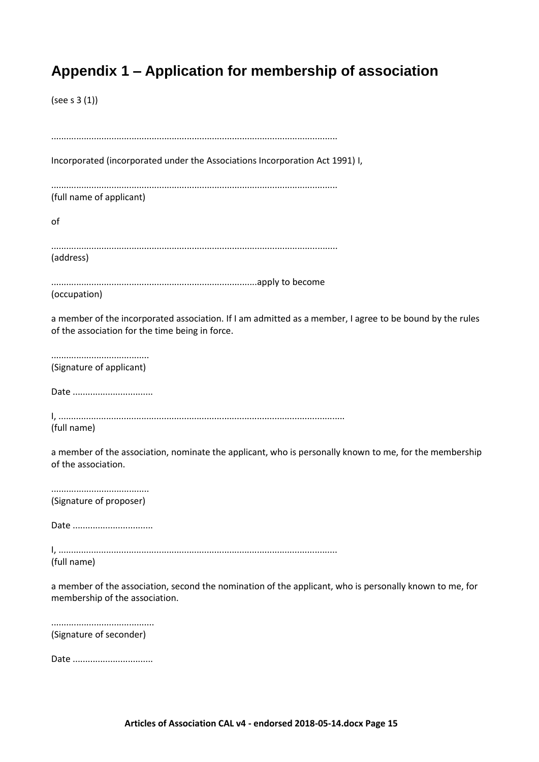# Appendix 1 – Application for membership of association

(see s 3 (1))

................................................................................................................

Incorporated (incorporated under the Associations Incorporation Act 1991) I,

................................................................................................................
(full name of applicant)

of

................................................................................................................
(address)

.................................................................................apply to become
(occupation)

a member of the incorporated association. If I am admitted as a member, I agree to be bound by the rules of the association for the time being in force.

.......................................
(Signature of applicant)

Date ................................

I, ................................................................................................................
(full name)

a member of the association, nominate the applicant, who is personally known to me, for the membership of the association.

.......................................
(Signature of proposer)

Date ................................

I, ..............................................................................................................
(full name)

a member of the association, second the nomination of the applicant, who is personally known to me, for membership of the association.

.........................................
(Signature of seconder)

Date ................................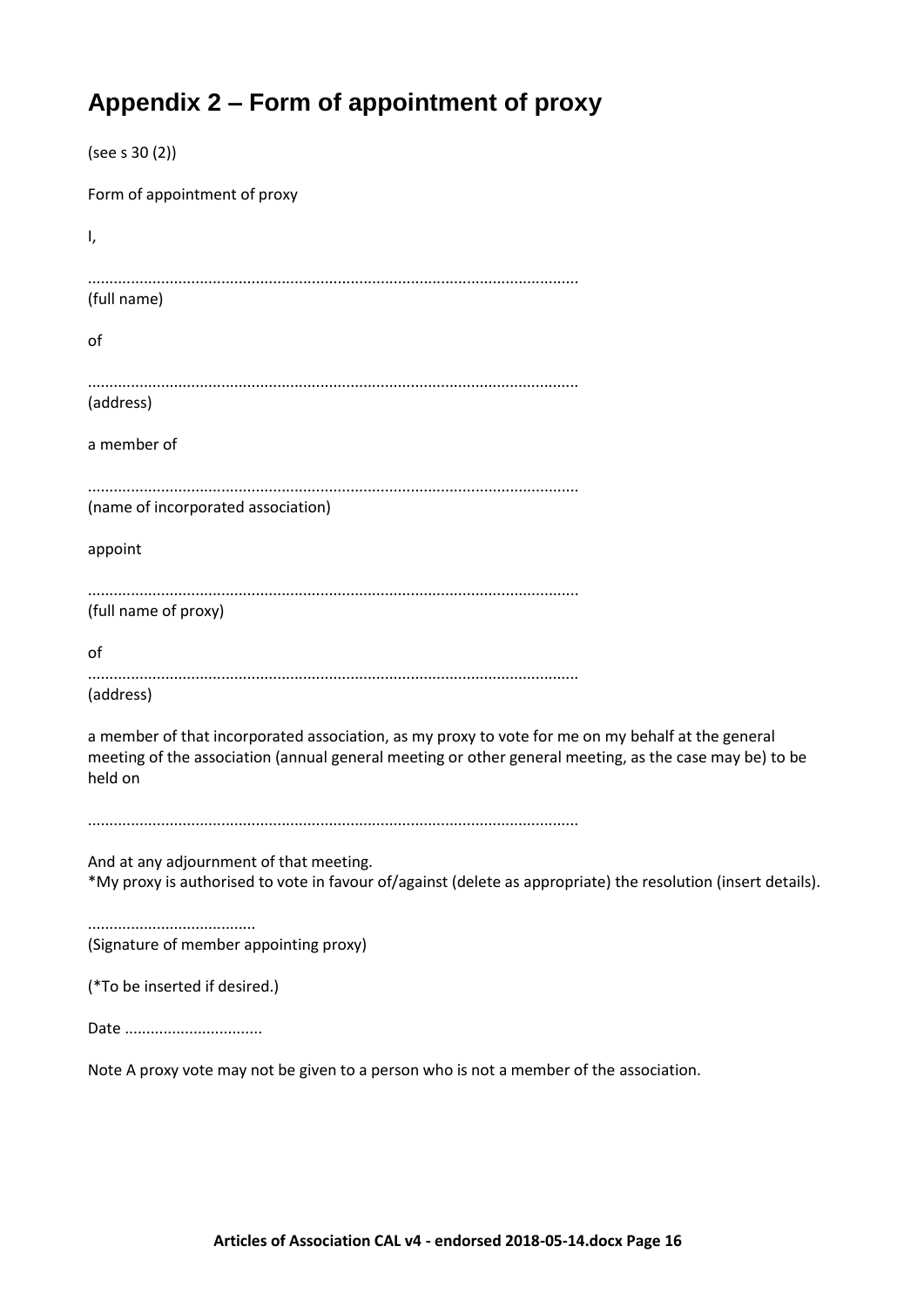## Appendix 2 – Form of appointment of proxy

(see s 30 (2))

Form of appointment of proxy

I,

................................................................................................................
(full name)

of

................................................................................................................
(address)

a member of

................................................................................................................
(name of incorporated association)

appoint

................................................................................................................
(full name of proxy)

of

................................................................................................................
(address)

a member of that incorporated association, as my proxy to vote for me on my behalf at the general meeting of the association (annual general meeting or other general meeting, as the case may be) to be held on

................................................................................................................

And at any adjournment of that meeting.
*My proxy is authorised to vote in favour of/against (delete as appropriate) the resolution (insert details).

.......................................
(Signature of member appointing proxy)

(*To be inserted if desired.)

Date ................................

Note A proxy vote may not be given to a person who is not a member of the association.